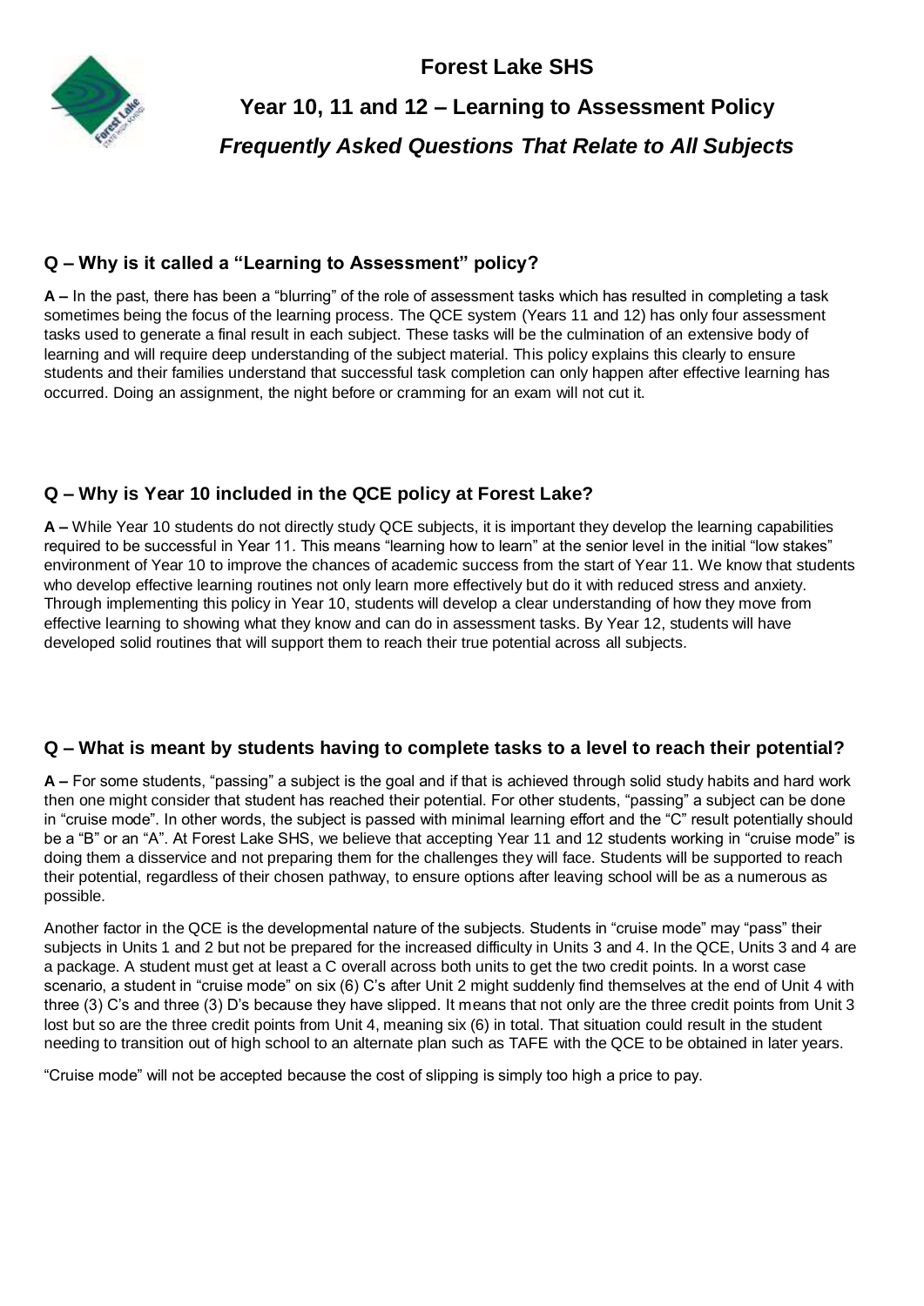# Forest Lake SHS

## Year 10, 11 and 12 – Learning to Assessment Policy

### *Frequently Asked Questions That Relate to All Subjects*

### Q – Why is it called a "Learning to Assessment" policy?

**A –** In the past, there has been a "blurring" of the role of assessment tasks which has resulted in completing a task sometimes being the focus of the learning process. The QCE system (Years 11 and 12) has only four assessment tasks used to generate a final result in each subject. These tasks will be the culmination of an extensive body of learning and will require deep understanding of the subject material. This policy explains this clearly to ensure students and their families understand that successful task completion can only happen after effective learning has occurred. Doing an assignment, the night before or cramming for an exam will not cut it.

### Q – Why is Year 10 included in the QCE policy at Forest Lake?

**A –** While Year 10 students do not directly study QCE subjects, it is important they develop the learning capabilities required to be successful in Year 11. This means "learning how to learn" at the senior level in the initial "low stakes" environment of Year 10 to improve the chances of academic success from the start of Year 11. We know that students who develop effective learning routines not only learn more effectively but do it with reduced stress and anxiety. Through implementing this policy in Year 10, students will develop a clear understanding of how they move from effective learning to showing what they know and can do in assessment tasks. By Year 12, students will have developed solid routines that will support them to reach their true potential across all subjects.

### Q – What is meant by students having to complete tasks to a level to reach their potential?

**A –** For some students, "passing" a subject is the goal and if that is achieved through solid study habits and hard work then one might consider that student has reached their potential. For other students, "passing" a subject can be done in "cruise mode". In other words, the subject is passed with minimal learning effort and the "C" result potentially should be a "B" or an "A". At Forest Lake SHS, we believe that accepting Year 11 and 12 students working in "cruise mode" is doing them a disservice and not preparing them for the challenges they will face. Students will be supported to reach their potential, regardless of their chosen pathway, to ensure options after leaving school will be as a numerous as possible.

Another factor in the QCE is the developmental nature of the subjects. Students in "cruise mode" may "pass" their subjects in Units 1 and 2 but not be prepared for the increased difficulty in Units 3 and 4. In the QCE, Units 3 and 4 are a package. A student must get at least a C overall across both units to get the two credit points. In a worst case scenario, a student in "cruise mode" on six (6) C's after Unit 2 might suddenly find themselves at the end of Unit 4 with three (3) C's and three (3) D's because they have slipped. It means that not only are the three credit points from Unit 3 lost but so are the three credit points from Unit 4, meaning six (6) in total. That situation could result in the student needing to transition out of high school to an alternate plan such as TAFE with the QCE to be obtained in later years.

"Cruise mode" will not be accepted because the cost of slipping is simply too high a price to pay.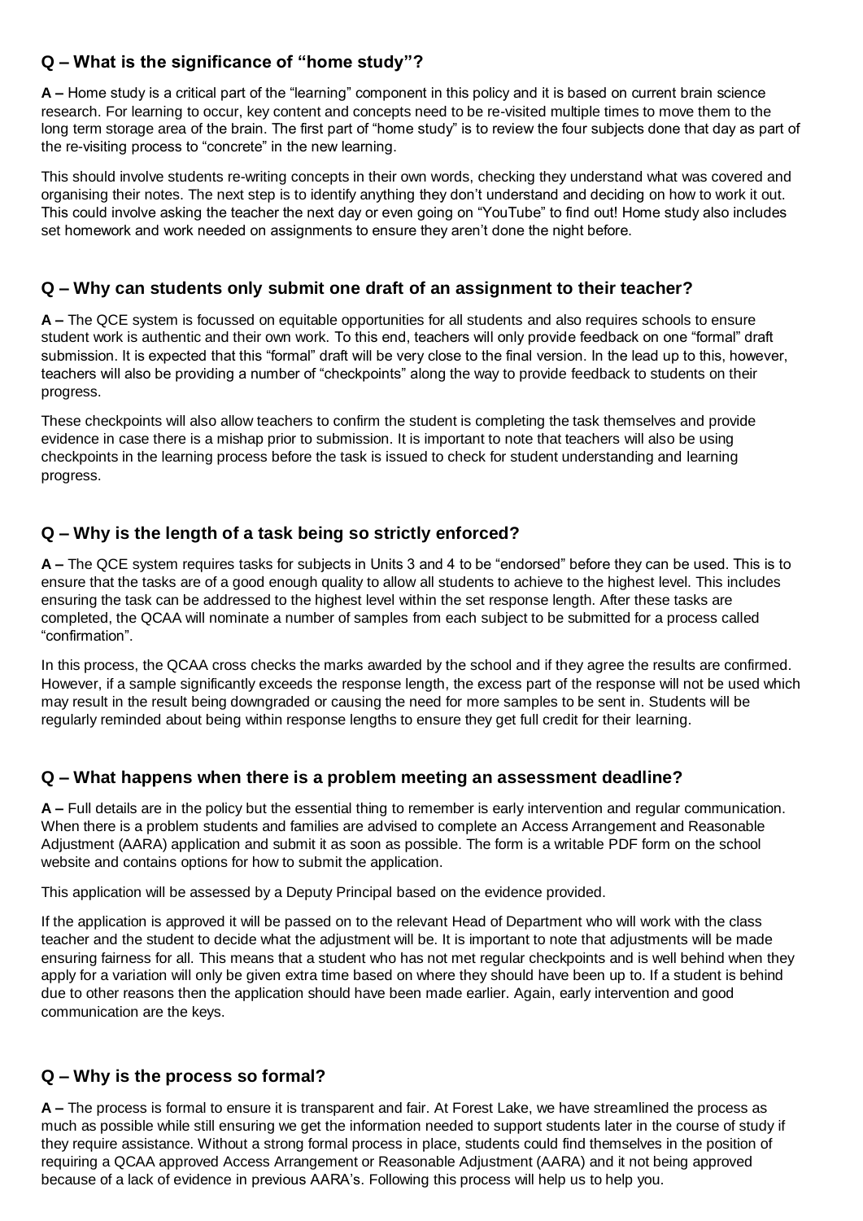### Q – What is the significance of "home study"?

**A –** Home study is a critical part of the "learning" component in this policy and it is based on current brain science research. For learning to occur, key content and concepts need to be re-visited multiple times to move them to the long term storage area of the brain. The first part of "home study" is to review the four subjects done that day as part of the re-visiting process to "concrete" in the new learning.

This should involve students re-writing concepts in their own words, checking they understand what was covered and organising their notes. The next step is to identify anything they don't understand and deciding on how to work it out. This could involve asking the teacher the next day or even going on "YouTube" to find out! Home study also includes set homework and work needed on assignments to ensure they aren't done the night before.

### Q – Why can students only submit one draft of an assignment to their teacher?

**A –** The QCE system is focussed on equitable opportunities for all students and also requires schools to ensure student work is authentic and their own work. To this end, teachers will only provide feedback on one "formal" draft submission. It is expected that this "formal" draft will be very close to the final version. In the lead up to this, however, teachers will also be providing a number of "checkpoints" along the way to provide feedback to students on their progress.

These checkpoints will also allow teachers to confirm the student is completing the task themselves and provide evidence in case there is a mishap prior to submission. It is important to note that teachers will also be using checkpoints in the learning process before the task is issued to check for student understanding and learning progress.

### Q – Why is the length of a task being so strictly enforced?

**A –** The QCE system requires tasks for subjects in Units 3 and 4 to be "endorsed" before they can be used. This is to ensure that the tasks are of a good enough quality to allow all students to achieve to the highest level. This includes ensuring the task can be addressed to the highest level within the set response length. After these tasks are completed, the QCAA will nominate a number of samples from each subject to be submitted for a process called "confirmation".

In this process, the QCAA cross checks the marks awarded by the school and if they agree the results are confirmed. However, if a sample significantly exceeds the response length, the excess part of the response will not be used which may result in the result being downgraded or causing the need for more samples to be sent in. Students will be regularly reminded about being within response lengths to ensure they get full credit for their learning.

### Q – What happens when there is a problem meeting an assessment deadline?

**A –** Full details are in the policy but the essential thing to remember is early intervention and regular communication. When there is a problem students and families are advised to complete an Access Arrangement and Reasonable Adjustment (AARA) application and submit it as soon as possible. The form is a writable PDF form on the school website and contains options for how to submit the application.

This application will be assessed by a Deputy Principal based on the evidence provided.

If the application is approved it will be passed on to the relevant Head of Department who will work with the class teacher and the student to decide what the adjustment will be. It is important to note that adjustments will be made ensuring fairness for all. This means that a student who has not met regular checkpoints and is well behind when they apply for a variation will only be given extra time based on where they should have been up to. If a student is behind due to other reasons then the application should have been made earlier. Again, early intervention and good communication are the keys.

### Q – Why is the process so formal?

**A –** The process is formal to ensure it is transparent and fair. At Forest Lake, we have streamlined the process as much as possible while still ensuring we get the information needed to support students later in the course of study if they require assistance. Without a strong formal process in place, students could find themselves in the position of requiring a QCAA approved Access Arrangement or Reasonable Adjustment (AARA) and it not being approved because of a lack of evidence in previous AARA's. Following this process will help us to help you.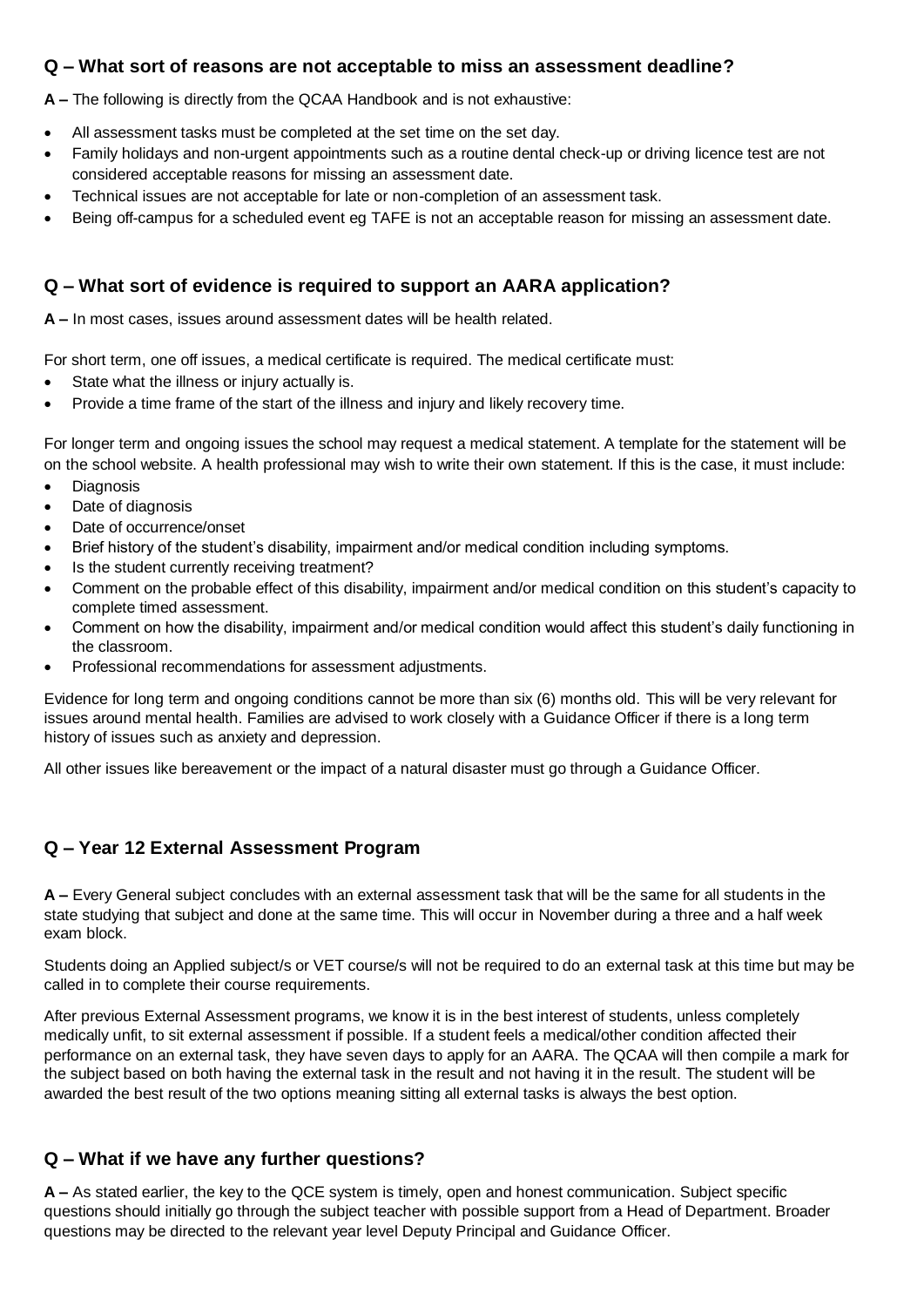## Q – What sort of reasons are not acceptable to miss an assessment deadline?

**A –** The following is directly from the QCAA Handbook and is not exhaustive:

- All assessment tasks must be completed at the set time on the set day.
- Family holidays and non-urgent appointments such as a routine dental check-up or driving licence test are not considered acceptable reasons for missing an assessment date.
- Technical issues are not acceptable for late or non-completion of an assessment task.
- Being off-campus for a scheduled event eg TAFE is not an acceptable reason for missing an assessment date.

## Q – What sort of evidence is required to support an AARA application?

**A –** In most cases, issues around assessment dates will be health related.

For short term, one off issues, a medical certificate is required. The medical certificate must:

- State what the illness or injury actually is.
- Provide a time frame of the start of the illness and injury and likely recovery time.

For longer term and ongoing issues the school may request a medical statement. A template for the statement will be on the school website. A health professional may wish to write their own statement. If this is the case, it must include:

- Diagnosis
- Date of diagnosis
- Date of occurrence/onset
- Brief history of the student's disability, impairment and/or medical condition including symptoms.
- Is the student currently receiving treatment?
- Comment on the probable effect of this disability, impairment and/or medical condition on this student's capacity to complete timed assessment.
- Comment on how the disability, impairment and/or medical condition would affect this student's daily functioning in the classroom.
- Professional recommendations for assessment adjustments.

Evidence for long term and ongoing conditions cannot be more than six (6) months old. This will be very relevant for issues around mental health. Families are advised to work closely with a Guidance Officer if there is a long term history of issues such as anxiety and depression.

All other issues like bereavement or the impact of a natural disaster must go through a Guidance Officer.

## Q – Year 12 External Assessment Program

**A –** Every General subject concludes with an external assessment task that will be the same for all students in the state studying that subject and done at the same time. This will occur in November during a three and a half week exam block.

Students doing an Applied subject/s or VET course/s will not be required to do an external task at this time but may be called in to complete their course requirements.

After previous External Assessment programs, we know it is in the best interest of students, unless completely medically unfit, to sit external assessment if possible. If a student feels a medical/other condition affected their performance on an external task, they have seven days to apply for an AARA. The QCAA will then compile a mark for the subject based on both having the external task in the result and not having it in the result. The student will be awarded the best result of the two options meaning sitting all external tasks is always the best option.

## Q – What if we have any further questions?

**A –** As stated earlier, the key to the QCE system is timely, open and honest communication. Subject specific questions should initially go through the subject teacher with possible support from a Head of Department. Broader questions may be directed to the relevant year level Deputy Principal and Guidance Officer.